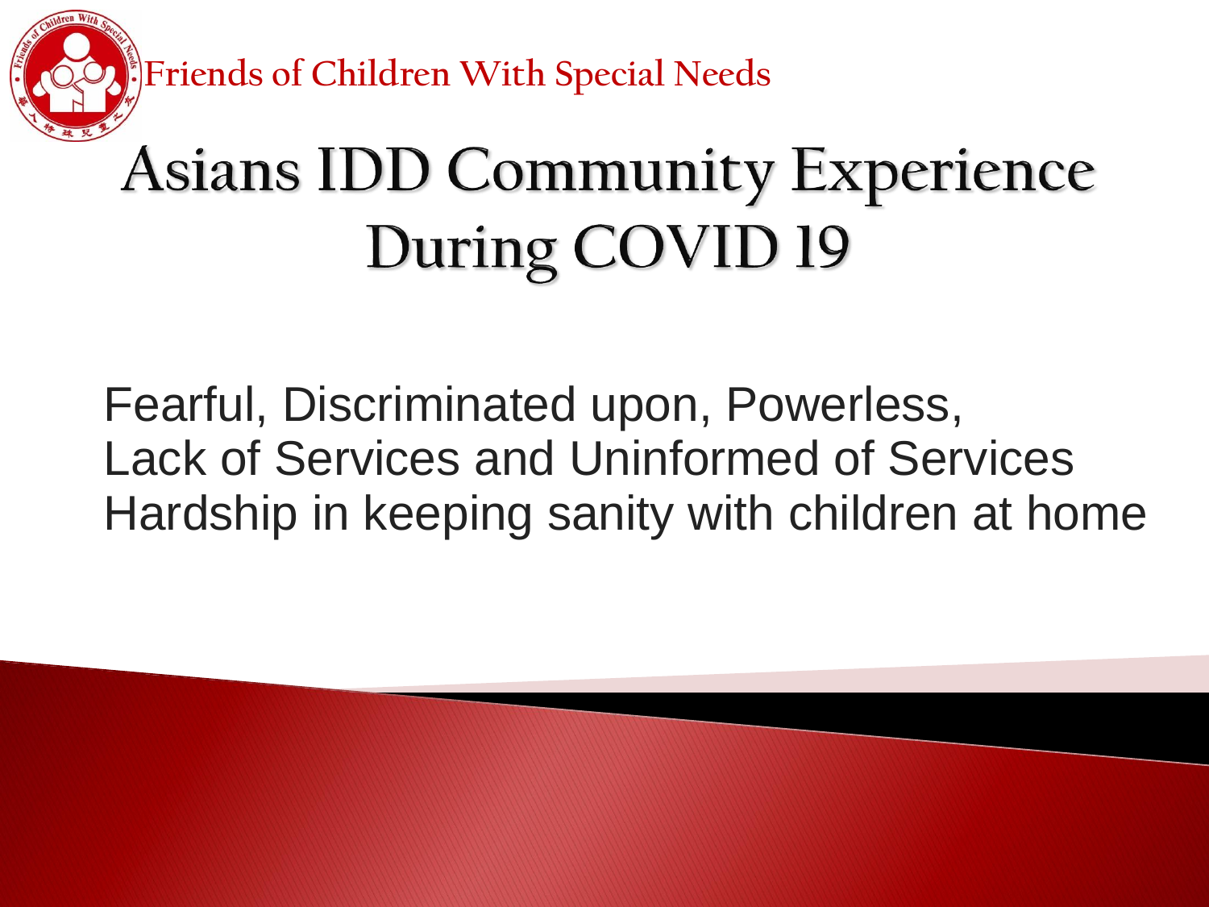Friends of Children With Special Needs

# Asians IDD Community Experience During COVID 19

Fearful, Discriminated upon, Powerless,
Lack of Services and Uninformed of Services
Hardship in keeping sanity with children at home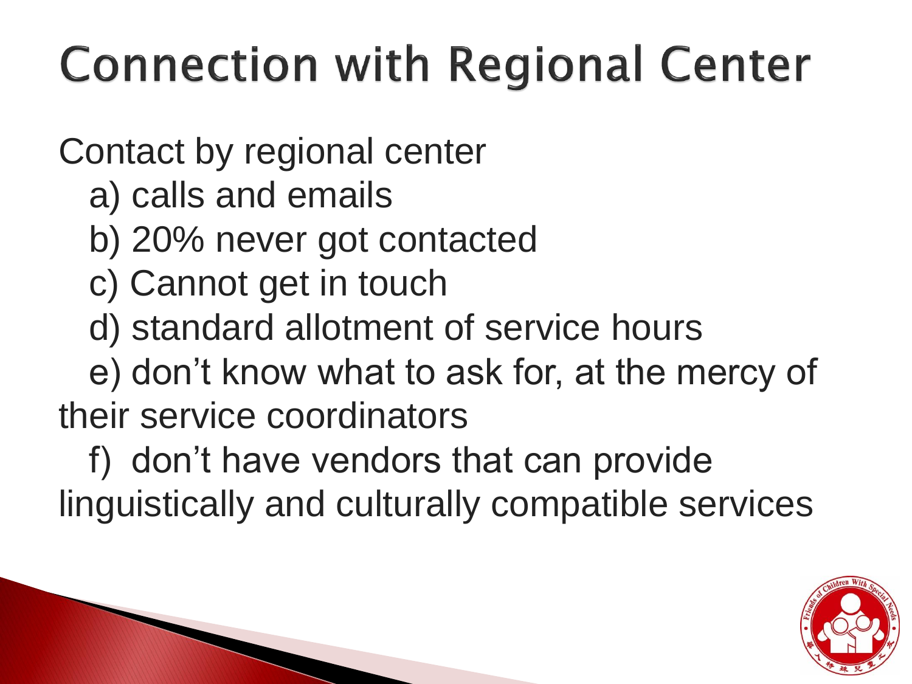# Connection with Regional Center

Contact by regional center

a) calls and emails

b) 20% never got contacted

c) Cannot get in touch

d) standard allotment of service hours

e) don't know what to ask for, at the mercy of their service coordinators

f) don't have vendors that can provide linguistically and culturally compatible services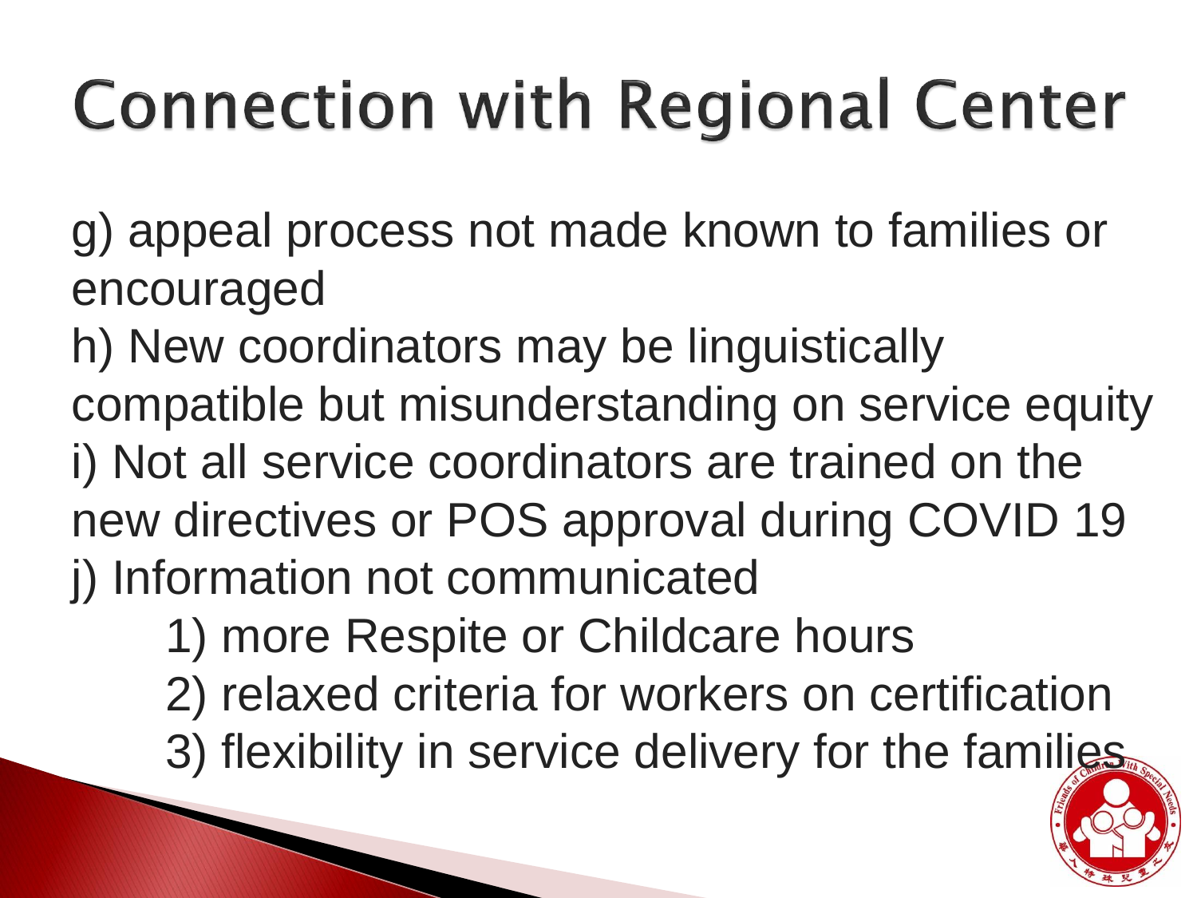# Connection with Regional Center

g) appeal process not made known to families or encouraged

h) New coordinators may be linguistically compatible but misunderstanding on service equity

i) Not all service coordinators are trained on the new directives or POS approval during COVID 19

j) Information not communicated

1) more Respite or Childcare hours
2) relaxed criteria for workers on certification
3) flexibility in service delivery for the families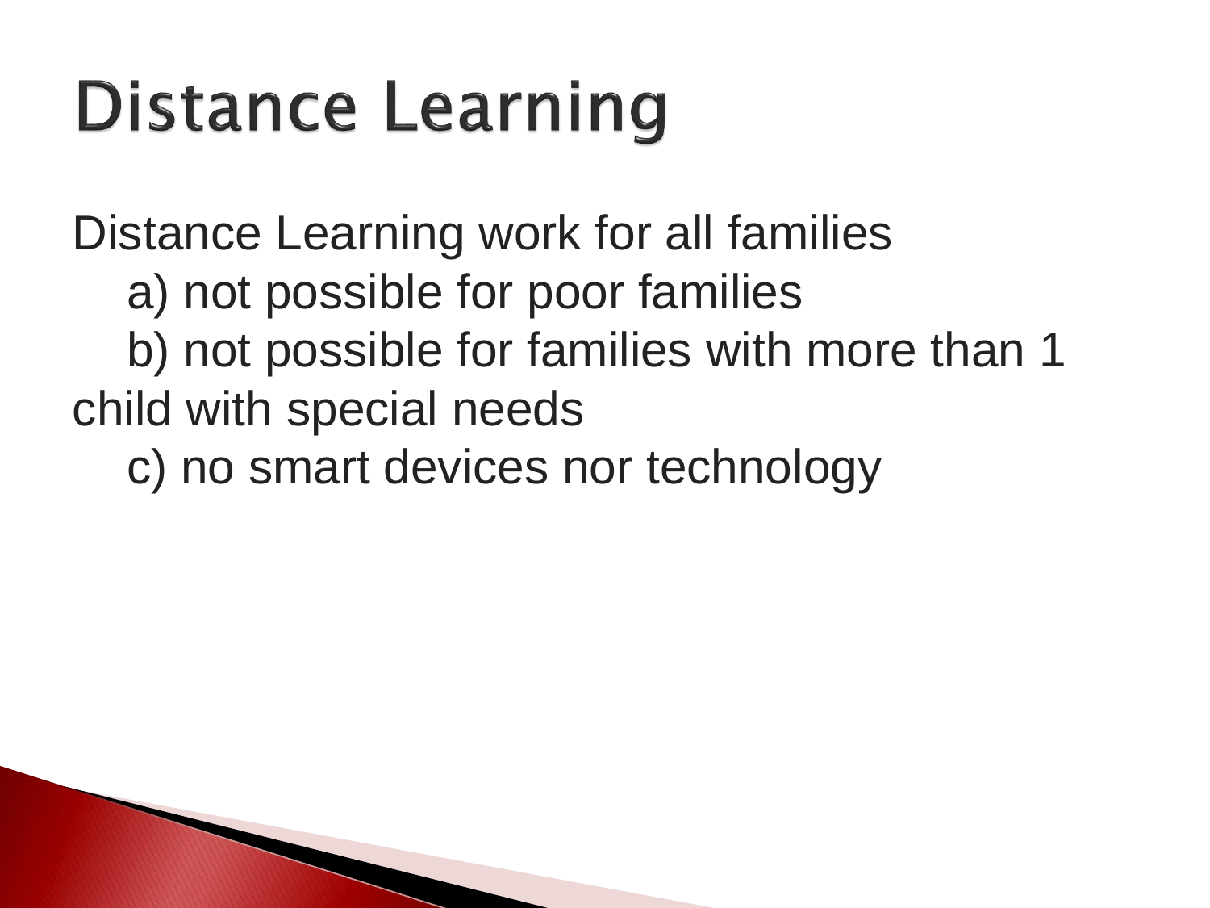# Distance Learning

Distance Learning work for all families

a) not possible for poor families

b) not possible for families with more than 1 child with special needs

c) no smart devices nor technology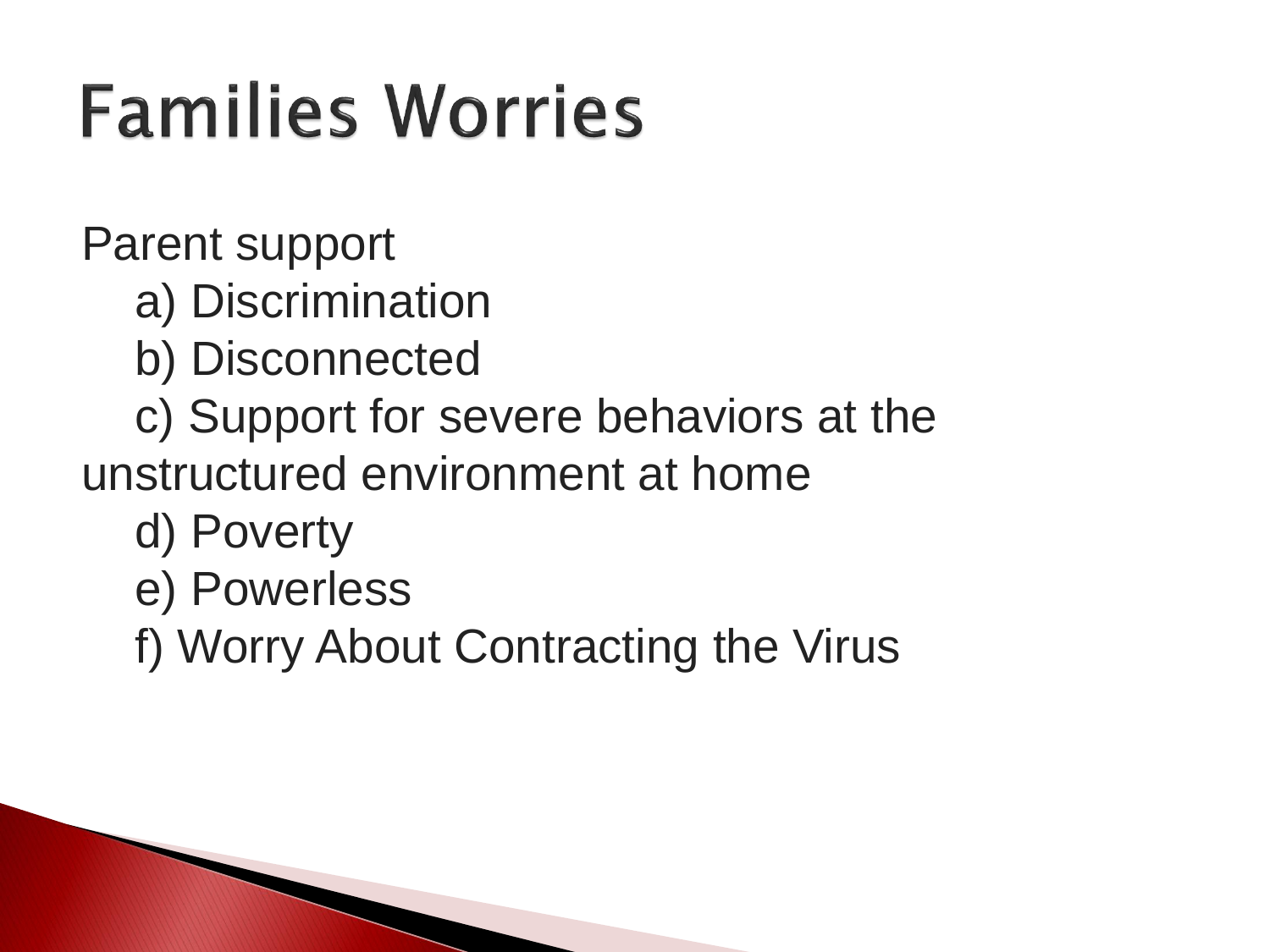# Families Worries

Parent support

a) Discrimination

b) Disconnected

c) Support for severe behaviors at the unstructured environment at home

d) Poverty

e) Powerless

f) Worry About Contracting the Virus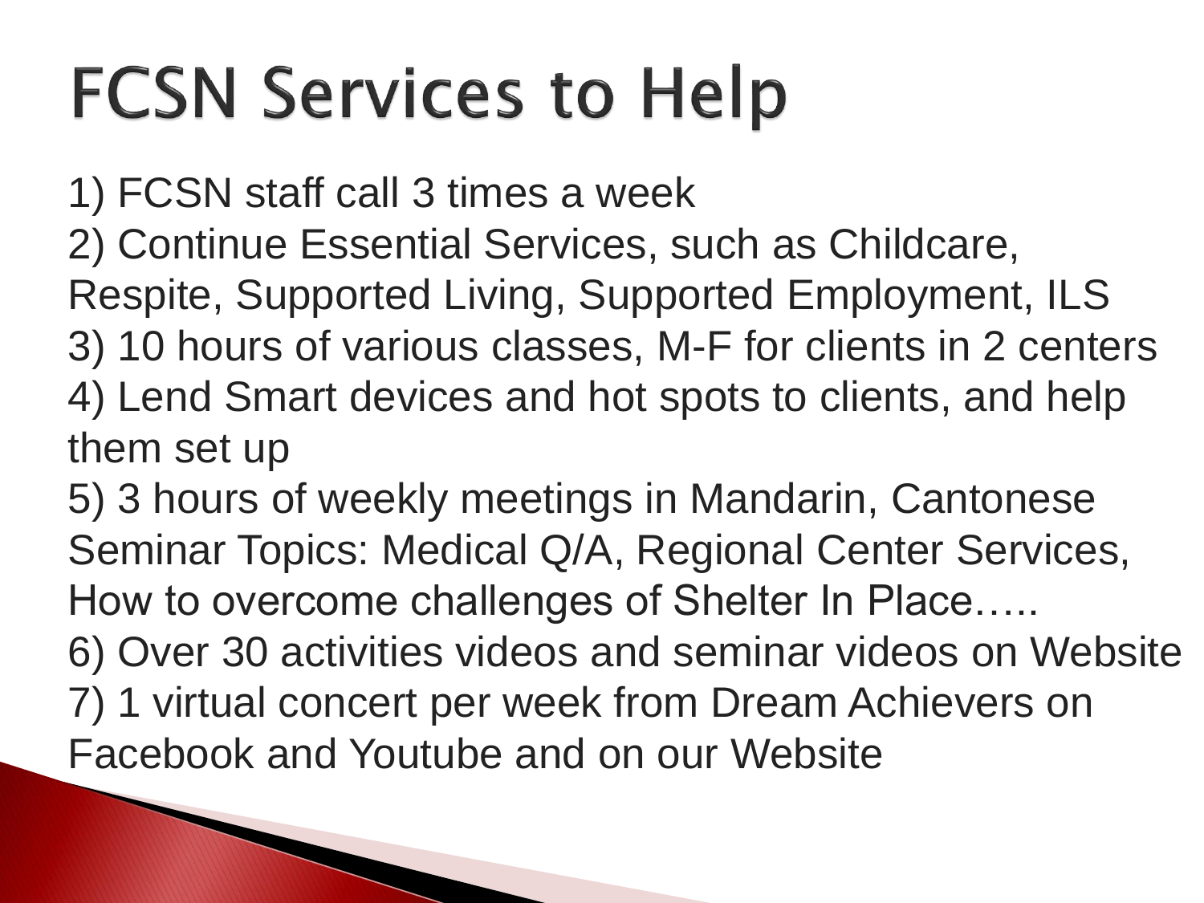# FCSN Services to Help

1) FCSN staff call 3 times a week
2) Continue Essential Services, such as Childcare, Respite, Supported Living, Supported Employment, ILS
3) 10 hours of various classes, M-F for clients in 2 centers
4) Lend Smart devices and hot spots to clients, and help them set up
5) 3 hours of weekly meetings in Mandarin, Cantonese
Seminar Topics: Medical Q/A, Regional Center Services, How to overcome challenges of Shelter In Place…..
6) Over 30 activities videos and seminar videos on Website
7) 1 virtual concert per week from Dream Achievers on Facebook and Youtube and on our Website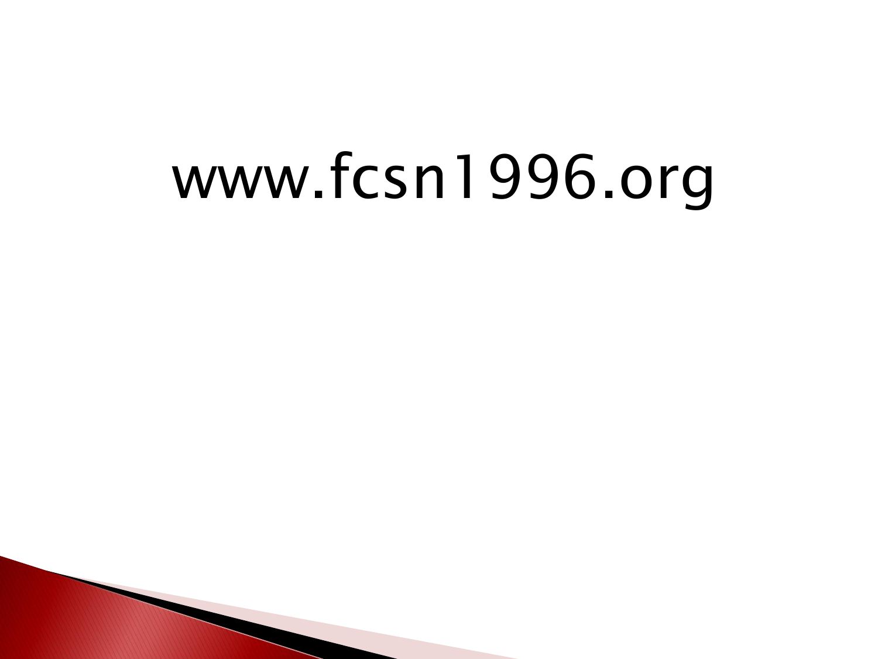www.fcsn1996.org